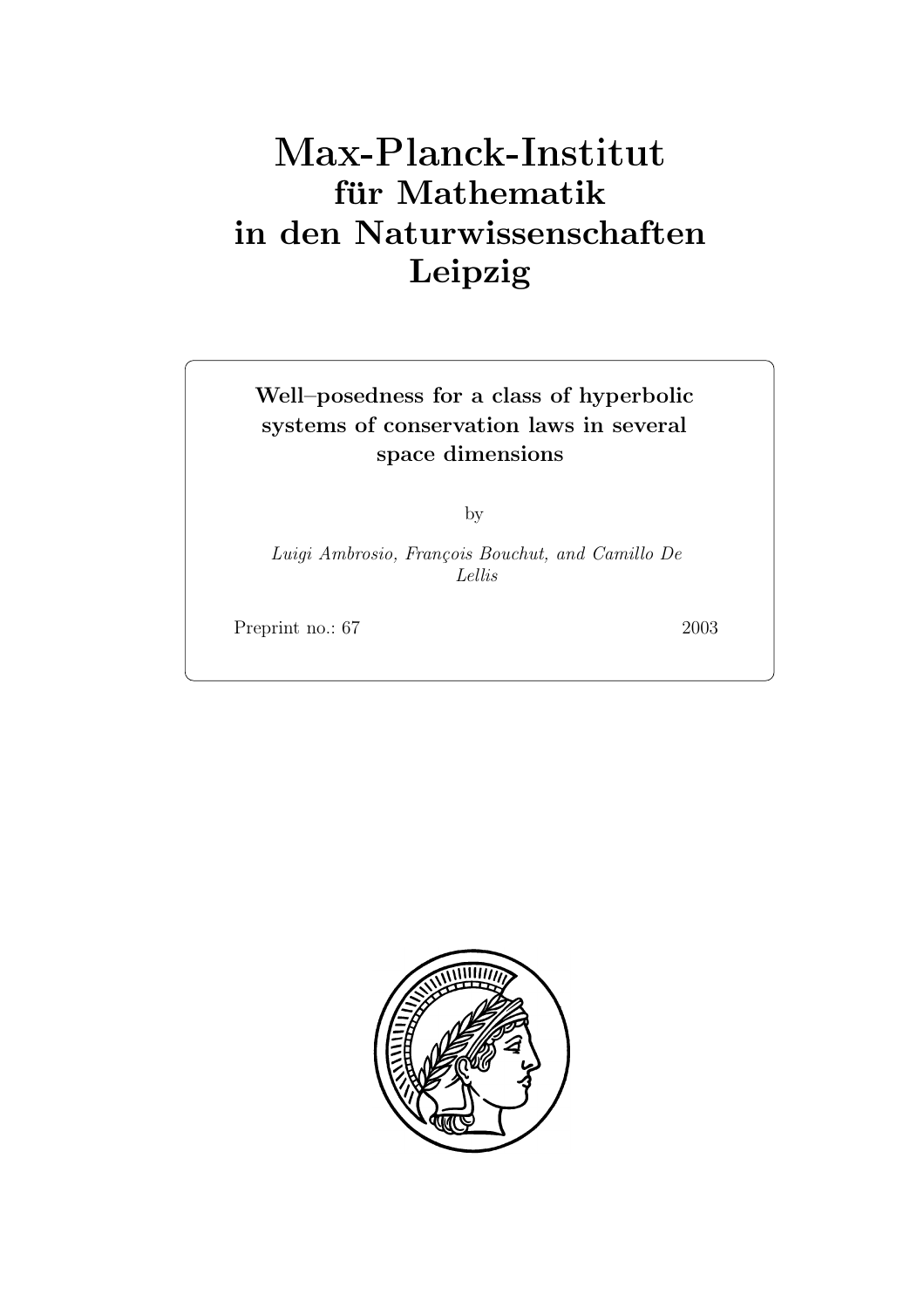# Max-Planck-Institut
## für Mathematik
## in den Naturwissenschaften
## Leipzig

**Well–posedness for a class of hyperbolic systems of conservation laws in several space dimensions**

by

*Luigi Ambrosio, François Bouchut, and Camillo De Lellis*

Preprint no.: 67 2003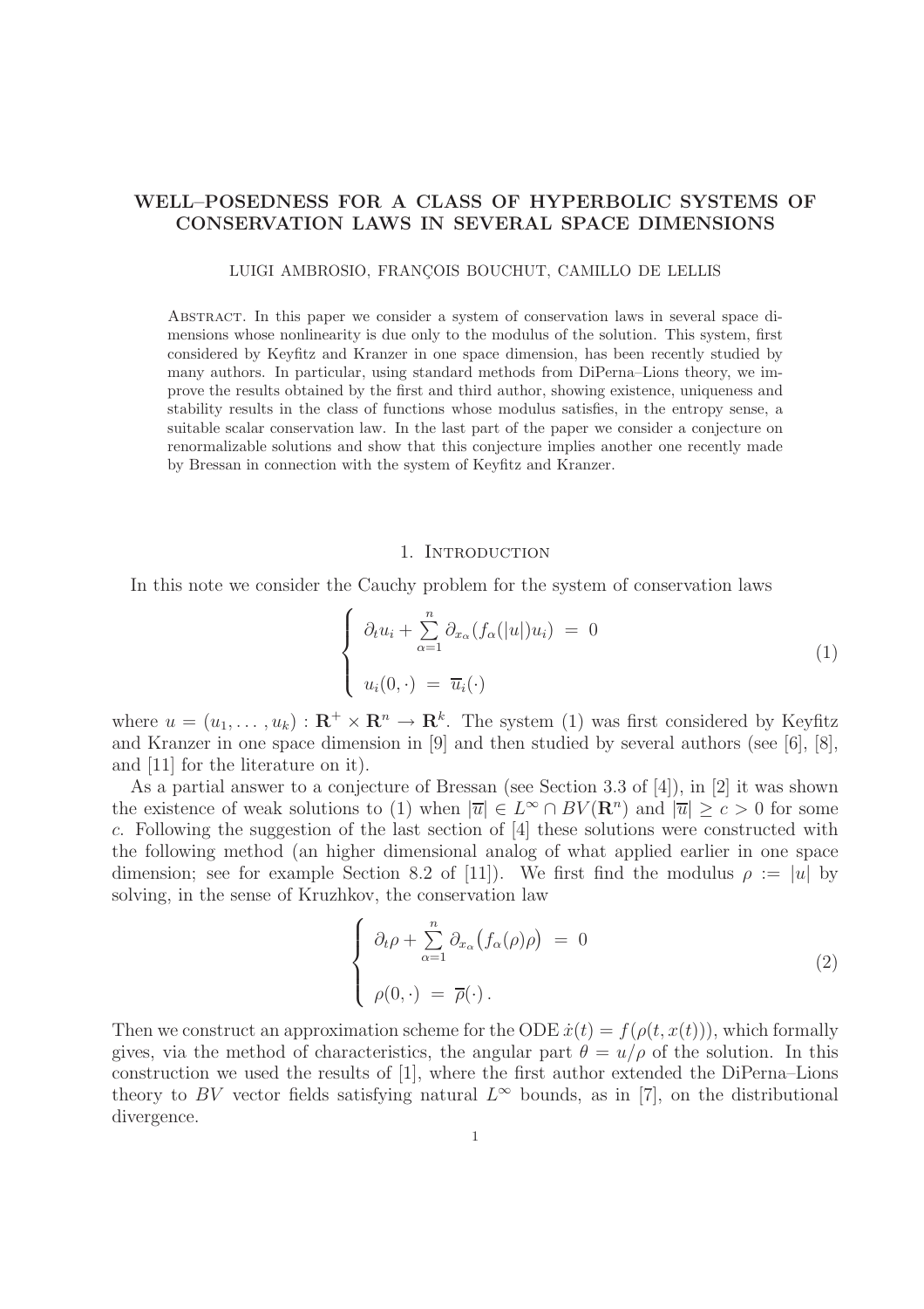# WELL–POSEDNESS FOR A CLASS OF HYPERBOLIC SYSTEMS OF CONSERVATION LAWS IN SEVERAL SPACE DIMENSIONS

LUIGI AMBROSIO, FRANÇOIS BOUCHUT, CAMILLO DE LELLIS

Abstract. In this paper we consider a system of conservation laws in several space dimensions whose nonlinearity is due only to the modulus of the solution. This system, first considered by Keyfitz and Kranzer in one space dimension, has been recently studied by many authors. In particular, using standard methods from DiPerna–Lions theory, we improve the results obtained by the first and third author, showing existence, uniqueness and stability results in the class of functions whose modulus satisfies, in the entropy sense, a suitable scalar conservation law. In the last part of the paper we consider a conjecture on renormalizable solutions and show that this conjecture implies another one recently made by Bressan in connection with the system of Keyfitz and Kranzer.

## 1. Introduction

In this note we consider the Cauchy problem for the system of conservation laws

$$
\left\{
\begin{array}{l}
\partial_t u_i + \sum\limits_{\alpha=1}^{n} \partial_{x_\alpha}(f_\alpha(|u|)u_i) \;=\; 0 \\[2ex]
u_i(0,\cdot) \;=\; \overline{u}_i(\cdot)
\end{array}
\right.
\tag{1}
$$

where $u = (u_1, \ldots, u_k) : \mathbf{R}^+ \times \mathbf{R}^n \to \mathbf{R}^k$. The system (1) was first considered by Keyfitz and Kranzer in one space dimension in [9] and then studied by several authors (see [6], [8], and [11] for the literature on it).

As a partial answer to a conjecture of Bressan (see Section 3.3 of [4]), in [2] it was shown the existence of weak solutions to (1) when $|\overline{u}| \in L^\infty \cap BV(\mathbf{R}^n)$ and $|\overline{u}| \geq c > 0$ for some $c$. Following the suggestion of the last section of [4] these solutions were constructed with the following method (an higher dimensional analog of what applied earlier in one space dimension; see for example Section 8.2 of [11]). We first find the modulus $\rho := |u|$ by solving, in the sense of Kruzhkov, the conservation law

$$
\left\{
\begin{array}{l}
\partial_t \rho + \sum\limits_{\alpha=1}^{n} \partial_{x_\alpha}\big(f_\alpha(\rho)\rho\big) \;=\; 0 \\[2ex]
\rho(0,\cdot) \;=\; \overline{\rho}(\cdot)\,.
\end{array}
\right.
\tag{2}
$$

Then we construct an approximation scheme for the ODE $\dot{x}(t) = f(\rho(t, x(t)))$, which formally gives, via the method of characteristics, the angular part $\theta = u/\rho$ of the solution. In this construction we used the results of [1], where the first author extended the DiPerna–Lions theory to $BV$ vector fields satisfying natural $L^\infty$ bounds, as in [7], on the distributional divergence.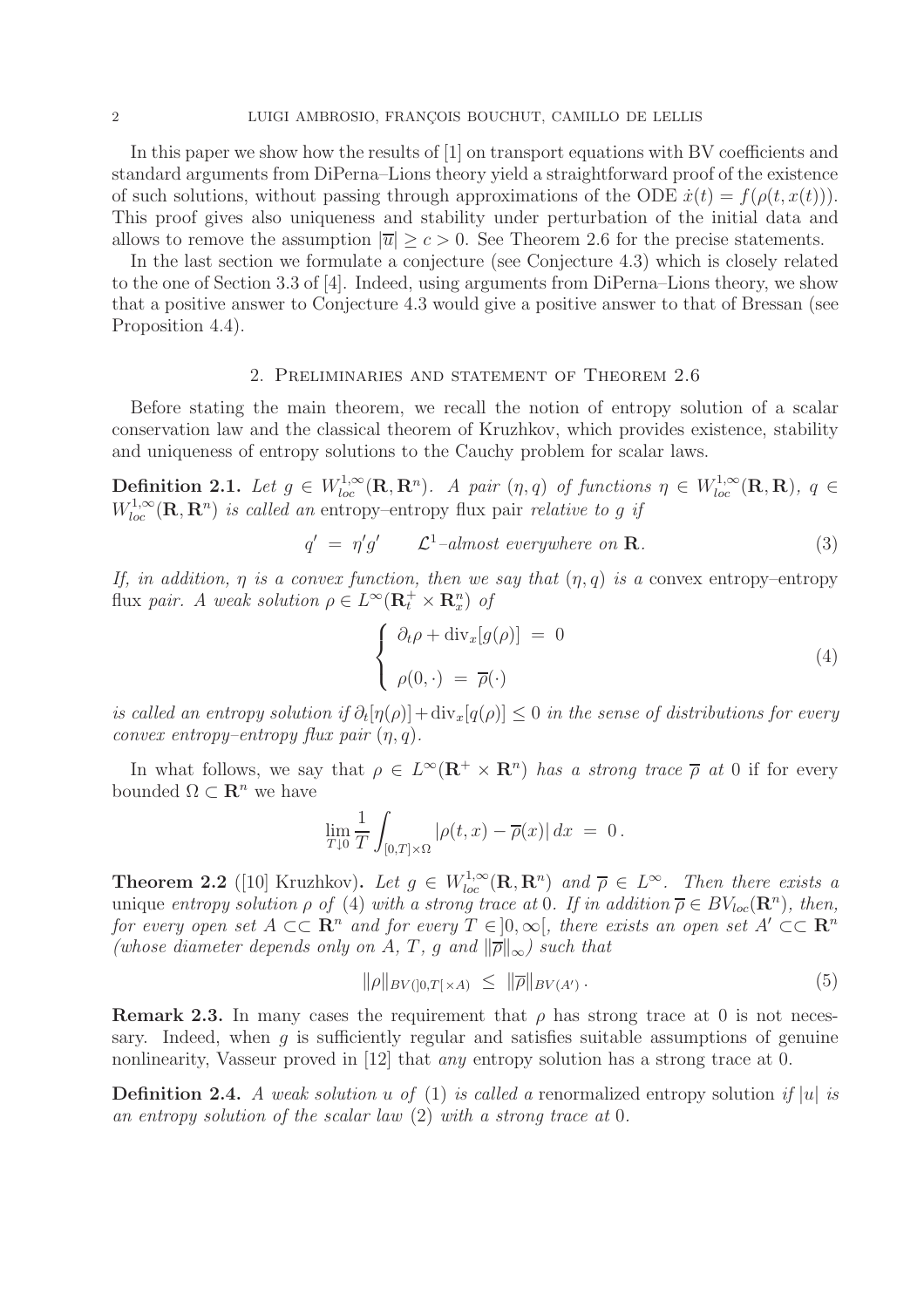In this paper we show how the results of [1] on transport equations with BV coefficients and standard arguments from DiPerna–Lions theory yield a straightforward proof of the existence of such solutions, without passing through approximations of the ODE $\dot{x}(t) = f(\rho(t, x(t)))$. This proof gives also uniqueness and stability under perturbation of the initial data and allows to remove the assumption $|\overline{u}| \geq c > 0$. See Theorem 2.6 for the precise statements.

In the last section we formulate a conjecture (see Conjecture 4.3) which is closely related to the one of Section 3.3 of [4]. Indeed, using arguments from DiPerna–Lions theory, we show that a positive answer to Conjecture 4.3 would give a positive answer to that of Bressan (see Proposition 4.4).

## 2. Preliminaries and statement of Theorem 2.6

Before stating the main theorem, we recall the notion of entropy solution of a scalar conservation law and the classical theorem of Kruzhkov, which provides existence, stability and uniqueness of entropy solutions to the Cauchy problem for scalar laws.

**Definition 2.1.** *Let $g \in W^{1,\infty}_{loc}(\mathbf{R}, \mathbf{R}^n)$. A pair $(\eta, q)$ of functions $\eta \in W^{1,\infty}_{loc}(\mathbf{R}, \mathbf{R})$, $q \in W^{1,\infty}_{loc}(\mathbf{R}, \mathbf{R}^n)$ is called an* entropy–entropy flux pair *relative to $g$ if*

$$q' \;=\; \eta' g' \qquad \mathcal{L}^1\text{–almost everywhere on } \mathbf{R}. \tag{3}$$

*If, in addition, $\eta$ is a convex function, then we say that $(\eta, q)$ is a* convex entropy–entropy flux *pair. A weak solution $\rho \in L^\infty(\mathbf{R}^+_t \times \mathbf{R}^n_x)$ of*

$$\begin{cases} \partial_t \rho + \mathrm{div}_x[g(\rho)] \;=\; 0 \\[2mm] \rho(0, \cdot) \;=\; \overline{\rho}(\cdot) \end{cases} \tag{4}$$

*is called an entropy solution if $\partial_t[\eta(\rho)] + \mathrm{div}_x[q(\rho)] \leq 0$ in the sense of distributions for every convex entropy–entropy flux pair $(\eta, q)$.*

In what follows, we say that $\rho \in L^\infty(\mathbf{R}^+ \times \mathbf{R}^n)$ *has a strong trace $\overline{\rho}$ at* 0 if for every bounded $\Omega \subset \mathbf{R}^n$ we have

$$\lim_{T \downarrow 0} \frac{1}{T} \int_{[0,T] \times \Omega} |\rho(t, x) - \overline{\rho}(x)| \, dx \;=\; 0 \,.$$

**Theorem 2.2** ([10] Kruzhkov)**.** *Let $g \in W^{1,\infty}_{loc}(\mathbf{R}, \mathbf{R}^n)$ and $\overline{\rho} \in L^\infty$. Then there exists a unique entropy solution $\rho$ of* (4) *with a strong trace at* 0*. If in addition $\overline{\rho} \in BV_{loc}(\mathbf{R}^n)$, then, for every open set $A \subset\subset \mathbf{R}^n$ and for every $T \in ]0, \infty[$, there exists an open set $A' \subset\subset \mathbf{R}^n$ (whose diameter depends only on $A$, $T$, $g$ and $\|\overline{\rho}\|_\infty$) such that*

$$\|\rho\|_{BV(]0,T[\times A)} \;\leq\; \|\overline{\rho}\|_{BV(A')} \,. \tag{5}$$

**Remark 2.3.** In many cases the requirement that $\rho$ has strong trace at 0 is not necessary. Indeed, when $g$ is sufficiently regular and satisfies suitable assumptions of genuine nonlinearity, Vasseur proved in [12] that *any* entropy solution has a strong trace at 0.

**Definition 2.4.** *A weak solution $u$ of* (1) *is called a* renormalized entropy solution *if $|u|$ is an entropy solution of the scalar law* (2) *with a strong trace at* 0*.*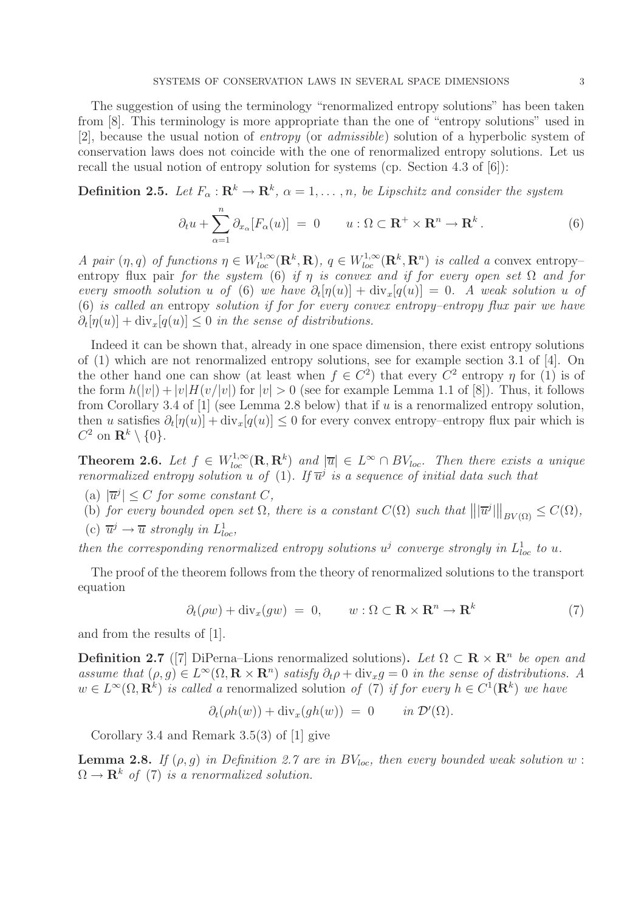The suggestion of using the terminology "renormalized entropy solutions" has been taken from [8]. This terminology is more appropriate than the one of "entropy solutions" used in [2], because the usual notion of *entropy* (or *admissible*) solution of a hyperbolic system of conservation laws does not coincide with the one of renormalized entropy solutions. Let us recall the usual notion of entropy solution for systems (cp. Section 4.3 of [6]):

**Definition 2.5.** *Let $F_\alpha : \mathbf{R}^k \to \mathbf{R}^k$, $\alpha = 1, \dots, n$, be Lipschitz and consider the system*

$$\partial_t u + \sum_{\alpha=1}^{n} \partial_{x_\alpha}[F_\alpha(u)] \;=\; 0 \qquad u : \Omega \subset \mathbf{R}^+ \times \mathbf{R}^n \to \mathbf{R}^k\,. \tag{6}$$

*A pair $(\eta, q)$ of functions $\eta \in W^{1,\infty}_{loc}(\mathbf{R}^k, \mathbf{R})$, $q \in W^{1,\infty}_{loc}(\mathbf{R}^k, \mathbf{R}^n)$ is called a* convex entropy–entropy flux pair *for the system* (6) *if $\eta$ is convex and if for every open set $\Omega$ and for every smooth solution $u$ of* (6) *we have $\partial_t[\eta(u)] + \mathrm{div}_x[q(u)] = 0$. A weak solution $u$ of* (6) *is called an* entropy *solution if for for every convex entropy–entropy flux pair we have $\partial_t[\eta(u)] + \mathrm{div}_x[q(u)] \leq 0$ in the sense of distributions.*

Indeed it can be shown that, already in one space dimension, there exist entropy solutions of (1) which are not renormalized entropy solutions, see for example section 3.1 of [4]. On the other hand one can show (at least when $f \in C^2$) that every $C^2$ entropy $\eta$ for (1) is of the form $h(|v|) + |v|H(v/|v|)$ for $|v| > 0$ (see for example Lemma 1.1 of [8]). Thus, it follows from Corollary 3.4 of [1] (see Lemma 2.8 below) that if $u$ is a renormalized entropy solution, then $u$ satisfies $\partial_t[\eta(u)] + \mathrm{div}_x[q(u)] \leq 0$ for every convex entropy–entropy flux pair which is $C^2$ on $\mathbf{R}^k \setminus \{0\}$.

**Theorem 2.6.** *Let $f \in W^{1,\infty}_{loc}(\mathbf{R}, \mathbf{R}^k)$ and $|\overline{u}| \in L^\infty \cap BV_{loc}$. Then there exists a unique renormalized entropy solution $u$ of* (1)*. If $\overline{u}^j$ is a sequence of initial data such that*

- (a) *$|\overline{u}^j| \leq C$ for some constant $C$,*
- (b) *for every bounded open set $\Omega$, there is a constant $C(\Omega)$ such that $\big\| |\overline{u}^j| \big\|_{BV(\Omega)} \leq C(\Omega)$,*
- (c) *$\overline{u}^j \to \overline{u}$ strongly in $L^1_{loc}$,*

*then the corresponding renormalized entropy solutions $u^j$ converge strongly in $L^1_{loc}$ to $u$.*

The proof of the theorem follows from the theory of renormalized solutions to the transport equation

$$\partial_t(\rho w) + \mathrm{div}_x(g w) \;=\; 0, \qquad w : \Omega \subset \mathbf{R} \times \mathbf{R}^n \to \mathbf{R}^k \tag{7}$$

and from the results of [1].

**Definition 2.7** ([7] DiPerna–Lions renormalized solutions)**.** *Let $\Omega \subset \mathbf{R} \times \mathbf{R}^n$ be open and assume that $(\rho, g) \in L^\infty(\Omega, \mathbf{R} \times \mathbf{R}^n)$ satisfy $\partial_t \rho + \mathrm{div}_x g = 0$ in the sense of distributions. A $w \in L^\infty(\Omega, \mathbf{R}^k)$ is called a* renormalized solution *of* (7) *if for every $h \in C^1(\mathbf{R}^k)$ we have*

$$\partial_t(\rho h(w)) + \mathrm{div}_x(g h(w)) \;=\; 0 \qquad \textit{in } \mathcal{D}'(\Omega).$$

Corollary 3.4 and Remark 3.5(3) of [1] give

**Lemma 2.8.** *If $(\rho, g)$ in Definition 2.7 are in $BV_{loc}$, then every bounded weak solution $w : \Omega \to \mathbf{R}^k$ of* (7) *is a renormalized solution.*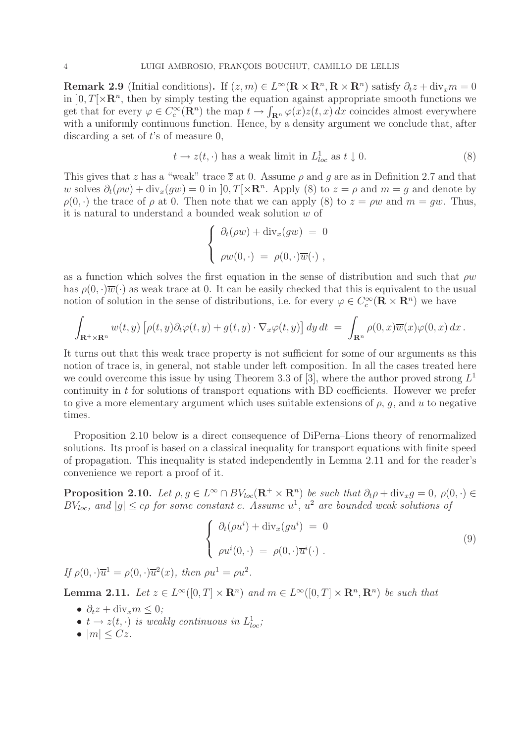**Remark 2.9** (Initial conditions)**.** If $(z, m) \in L^\infty(\mathbf{R}\times\mathbf{R}^n, \mathbf{R}\times\mathbf{R}^n)$ satisfy $\partial_t z + \mathrm{div}_x m = 0$ in $]0,T[\times\mathbf{R}^n$, then by simply testing the equation against appropriate smooth functions we get that for every $\varphi \in C^\infty_c(\mathbf{R}^n)$ the map $t \to \int_{\mathbf{R}^n}\varphi(x)z(t,x)\,dx$ coincides almost everywhere with a uniformly continuous function. Hence, by a density argument we conclude that, after discarding a set of $t$'s of measure 0,

$$t \to z(t,\cdot) \text{ has a weak limit in } L^1_{loc} \text{ as } t \downarrow 0. \tag{8}$$

This gives that $z$ has a "weak" trace $\overline{z}$ at 0. Assume $\rho$ and $g$ are as in Definition 2.7 and that $w$ solves $\partial_t(\rho w) + \mathrm{div}_x(gw) = 0$ in $]0,T[\times\mathbf{R}^n$. Apply (8) to $z = \rho$ and $m = g$ and denote by $\rho(0,\cdot)$ the trace of $\rho$ at 0. Then note that we can apply (8) to $z = \rho w$ and $m = gw$. Thus, it is natural to understand a bounded weak solution $w$ of

$$\left\{\begin{array}{rcl} \partial_t(\rho w) + \mathrm{div}_x(gw) &=& 0 \\[2mm] \rho w(0,\cdot) &=& \rho(0,\cdot)\overline{w}(\cdot)\,, \end{array}\right.$$

as a function which solves the first equation in the sense of distribution and such that $\rho w$ has $\rho(0,\cdot)\overline{w}(\cdot)$ as weak trace at 0. It can be easily checked that this is equivalent to the usual notion of solution in the sense of distributions, i.e. for every $\varphi \in C^\infty_c(\mathbf{R}\times\mathbf{R}^n)$ we have

$$\int_{\mathbf{R}^+\times\mathbf{R}^n} w(t,y)\left[\rho(t,y)\partial_t\varphi(t,y) + g(t,y)\cdot\nabla_x\varphi(t,y)\right]dy\,dt \;=\; \int_{\mathbf{R}^n}\rho(0,x)\overline{w}(x)\varphi(0,x)\,dx\,.$$

It turns out that this weak trace property is not sufficient for some of our arguments as this notion of trace is, in general, not stable under left composition. In all the cases treated here we could overcome this issue by using Theorem 3.3 of [3], where the author proved strong $L^1$ continuity in $t$ for solutions of transport equations with BD coefficients. However we prefer to give a more elementary argument which uses suitable extensions of $\rho$, $g$, and $u$ to negative times.

Proposition 2.10 below is a direct consequence of DiPerna–Lions theory of renormalized solutions. Its proof is based on a classical inequality for transport equations with finite speed of propagation. This inequality is stated independently in Lemma 2.11 and for the reader's convenience we report a proof of it.

**Proposition 2.10.** *Let $\rho, g \in L^\infty \cap BV_{loc}(\mathbf{R}^+\times\mathbf{R}^n)$ be such that $\partial_t\rho + \mathrm{div}_x g = 0$, $\rho(0,\cdot) \in BV_{loc}$, and $|g| \le c\rho$ for some constant $c$. Assume $u^1$, $u^2$ are bounded weak solutions of*

$$\left\{\begin{array}{rcl} \partial_t(\rho u^i) + \mathrm{div}_x(gu^i) &=& 0 \\[2mm] \rho u^i(0,\cdot) &=& \rho(0,\cdot)\overline{u}^i(\cdot)\,. \end{array}\right. \tag{9}$$

*If $\rho(0,\cdot)\overline{u}^1 = \rho(0,\cdot)\overline{u}^2(x)$, then $\rho u^1 = \rho u^2$.*

**Lemma 2.11.** *Let $z \in L^\infty([0,T]\times\mathbf{R}^n)$ and $m \in L^\infty([0,T]\times\mathbf{R}^n,\mathbf{R}^n)$ be such that*

- *$\partial_t z + \mathrm{div}_x m \le 0$;*
- *$t \to z(t,\cdot)$ is weakly continuous in $L^1_{loc}$;*
- *$|m| \le Cz$.*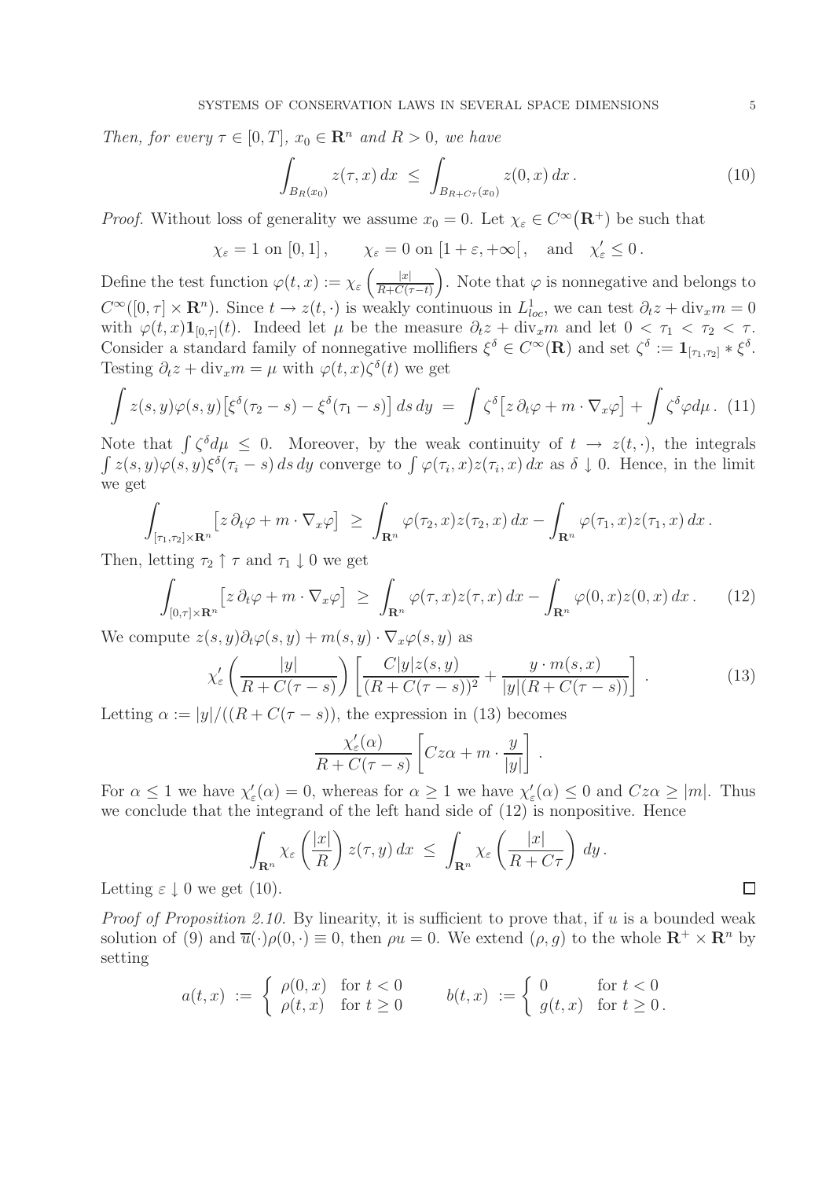*Then, for every $\tau \in [0,T]$, $x_0 \in \mathbf{R}^n$ and $R > 0$, we have*

$$\int_{B_R(x_0)} z(\tau, x)\, dx \;\le\; \int_{B_{R+C\tau}(x_0)} z(0,x)\, dx\,. \tag{10}$$

*Proof.* Without loss of generality we assume $x_0 = 0$. Let $\chi_\varepsilon \in C^\infty\big(\mathbf{R}^+\big)$ be such that

$$\chi_\varepsilon = 1 \text{ on } [0,1]\,, \qquad \chi_\varepsilon = 0 \text{ on } [1+\varepsilon, +\infty[\,, \quad \text{and} \quad \chi'_\varepsilon \le 0\,.$$

Define the test function $\varphi(t,x) := \chi_\varepsilon\left(\frac{|x|}{R+C(\tau-t)}\right)$. Note that $\varphi$ is nonnegative and belongs to $C^\infty([0,\tau]\times\mathbf{R}^n)$. Since $t \to z(t,\cdot)$ is weakly continuous in $L^1_{loc}$, we can test $\partial_t z + \mathrm{div}_x m = 0$ with $\varphi(t,x)\mathbf{1}_{[0,\tau]}(t)$. Indeed let $\mu$ be the measure $\partial_t z + \mathrm{div}_x m$ and let $0 < \tau_1 < \tau_2 < \tau$. Consider a standard family of nonnegative mollifiers $\xi^\delta \in C^\infty(\mathbf{R})$ and set $\zeta^\delta := \mathbf{1}_{[\tau_1,\tau_2]} * \xi^\delta$. Testing $\partial_t z + \mathrm{div}_x m = \mu$ with $\varphi(t,x)\zeta^\delta(t)$ we get

$$\int z(s,y)\varphi(s,y)\big[\xi^\delta(\tau_2 - s) - \xi^\delta(\tau_1 - s)\big]\, ds\, dy \;=\; \int \zeta^\delta\big[z\,\partial_t\varphi + m\cdot\nabla_x\varphi\big] + \int \zeta^\delta\varphi d\mu\,. \tag{11}$$

Note that $\int \zeta^\delta d\mu \le 0$. Moreover, by the weak continuity of $t \to z(t,\cdot)$, the integrals $\int z(s,y)\varphi(s,y)\xi^\delta(\tau_i - s)\, ds\, dy$ converge to $\int \varphi(\tau_i,x)z(\tau_i,x)\, dx$ as $\delta \downarrow 0$. Hence, in the limit we get

$$\int_{[\tau_1,\tau_2]\times\mathbf{R}^n} \big[z\,\partial_t\varphi + m\cdot\nabla_x\varphi\big] \;\ge\; \int_{\mathbf{R}^n} \varphi(\tau_2,x)z(\tau_2,x)\, dx - \int_{\mathbf{R}^n} \varphi(\tau_1,x)z(\tau_1,x)\, dx\,.$$

Then, letting $\tau_2 \uparrow \tau$ and $\tau_1 \downarrow 0$ we get

$$\int_{[0,\tau]\times\mathbf{R}^n} \big[z\,\partial_t\varphi + m\cdot\nabla_x\varphi\big] \;\ge\; \int_{\mathbf{R}^n} \varphi(\tau,x)z(\tau,x)\, dx - \int_{\mathbf{R}^n} \varphi(0,x)z(0,x)\, dx\,. \tag{12}$$

We compute $z(s,y)\partial_t\varphi(s,y) + m(s,y)\cdot\nabla_x\varphi(s,y)$ as

$$\chi'_\varepsilon\left(\frac{|y|}{R+C(\tau-s)}\right)\left[\frac{C|y|z(s,y)}{(R+C(\tau-s))^2} + \frac{y\cdot m(s,x)}{|y|(R+C(\tau-s))}\right]\,. \tag{13}$$

Letting $\alpha := |y|/((R+C(\tau-s))$, the expression in (13) becomes

$$\frac{\chi'_\varepsilon(\alpha)}{R+C(\tau-s)}\left[Cz\alpha + m\cdot\frac{y}{|y|}\right]\,.$$

For $\alpha \le 1$ we have $\chi'_\varepsilon(\alpha) = 0$, whereas for $\alpha \ge 1$ we have $\chi'_\varepsilon(\alpha) \le 0$ and $Cz\alpha \ge |m|$. Thus we conclude that the integrand of the left hand side of (12) is nonpositive. Hence

$$\int_{\mathbf{R}^n} \chi_\varepsilon\left(\frac{|x|}{R}\right) z(\tau,y)\, dx \;\le\; \int_{\mathbf{R}^n} \chi_\varepsilon\left(\frac{|x|}{R+C\tau}\right)\, dy\,.$$

Letting $\varepsilon \downarrow 0$ we get (10). $\square$

*Proof of Proposition 2.10.* By linearity, it is sufficient to prove that, if $u$ is a bounded weak solution of (9) and $\overline{u}(\cdot)\rho(0,\cdot) \equiv 0$, then $\rho u = 0$. We extend $(\rho, g)$ to the whole $\mathbf{R}^+\times\mathbf{R}^n$ by setting

$$a(t,x) \;:=\; \begin{cases} \rho(0,x) & \text{for } t < 0 \\ \rho(t,x) & \text{for } t \ge 0 \end{cases} \qquad b(t,x) \;:=\; \begin{cases} 0 & \text{for } t < 0 \\ g(t,x) & \text{for } t \ge 0\,. \end{cases}$$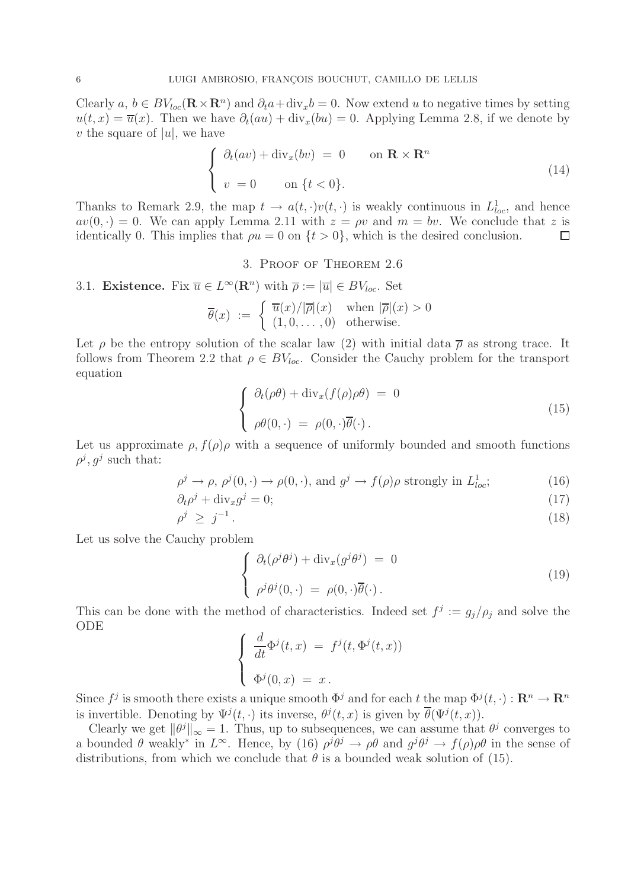Clearly $a$, $b \in BV_{loc}(\mathbf{R}\times\mathbf{R}^n)$ and $\partial_t a+\mathrm{div}_x b = 0$. Now extend $u$ to negative times by setting $u(t,x) = \overline{u}(x)$. Then we have $\partial_t(au) + \mathrm{div}_x(bu) = 0$. Applying Lemma 2.8, if we denote by $v$ the square of $|u|$, we have

$$
\left\{
\begin{array}{l}
\partial_t(av) + \mathrm{div}_x(bv) \;=\; 0 \qquad \text{on } \mathbf{R}\times\mathbf{R}^n \\[2ex]
v \;=0 \qquad \text{on } \{t<0\}.
\end{array}
\right.
\tag{14}
$$

Thanks to Remark 2.9, the map $t \to a(t,\cdot)v(t,\cdot)$ is weakly continuous in $L^1_{loc}$, and hence $av(0,\cdot) = 0$. We can apply Lemma 2.11 with $z = \rho v$ and $m = bv$. We conclude that $z$ is identically 0. This implies that $\rho u = 0$ on $\{t > 0\}$, which is the desired conclusion. $\square$

## 3. Proof of Theorem 2.6

### 3.1. Existence.

Fix $\overline{u} \in L^\infty(\mathbf{R}^n)$ with $\overline{\rho} := |\overline{u}| \in BV_{loc}$. Set

$$
\overline{\theta}(x) \;:=\; \left\{
\begin{array}{ll}
\overline{u}(x)/|\overline{\rho}|(x) & \text{when } |\overline{\rho}|(x) > 0 \\
(1,0,\ldots,0) & \text{otherwise.}
\end{array}
\right.
$$

Let $\rho$ be the entropy solution of the scalar law (2) with initial data $\overline{\rho}$ as strong trace. It follows from Theorem 2.2 that $\rho \in BV_{loc}$. Consider the Cauchy problem for the transport equation

$$
\left\{
\begin{array}{l}
\partial_t(\rho\theta) + \mathrm{div}_x(f(\rho)\rho\theta) \;=\; 0 \\[2ex]
\rho\theta(0,\cdot) \;=\; \rho(0,\cdot)\overline{\theta}(\cdot)\,.
\end{array}
\right.
\tag{15}
$$

Let us approximate $\rho, f(\rho)\rho$ with a sequence of uniformly bounded and smooth functions $\rho^j, g^j$ such that:

$$
\rho^j \to \rho,\ \rho^j(0,\cdot) \to \rho(0,\cdot), \text{ and } g^j \to f(\rho)\rho \text{ strongly in } L^1_{loc}; \tag{16}
$$

$$
\partial_t \rho^j + \mathrm{div}_x g^j = 0; \tag{17}
$$

$$
\rho^j \;\geq\; j^{-1}\,. \tag{18}
$$

Let us solve the Cauchy problem

$$
\left\{
\begin{array}{l}
\partial_t(\rho^j\theta^j) + \mathrm{div}_x(g^j\theta^j) \;=\; 0 \\[2ex]
\rho^j\theta^j(0,\cdot) \;=\; \rho(0,\cdot)\overline{\theta}(\cdot)\,.
\end{array}
\right.
\tag{19}
$$

This can be done with the method of characteristics. Indeed set $f^j := g_j/\rho_j$ and solve the ODE

$$
\left\{
\begin{array}{l}
\dfrac{d}{dt}\Phi^j(t,x) \;=\; f^j(t,\Phi^j(t,x)) \\[2ex]
\Phi^j(0,x) \;=\; x\,.
\end{array}
\right.
$$

Since $f^j$ is smooth there exists a unique smooth $\Phi^j$ and for each $t$ the map $\Phi^j(t,\cdot) : \mathbf{R}^n \to \mathbf{R}^n$ is invertible. Denoting by $\Psi^j(t,\cdot)$ its inverse, $\theta^j(t,x)$ is given by $\overline{\theta}(\Psi^j(t,x))$.

Clearly we get $\|\theta^j\|_\infty = 1$. Thus, up to subsequences, we can assume that $\theta^j$ converges to a bounded $\theta$ weakly$^*$ in $L^\infty$. Hence, by (16) $\rho^j\theta^j \to \rho\theta$ and $g^j\theta^j \to f(\rho)\rho\theta$ in the sense of distributions, from which we conclude that $\theta$ is a bounded weak solution of (15).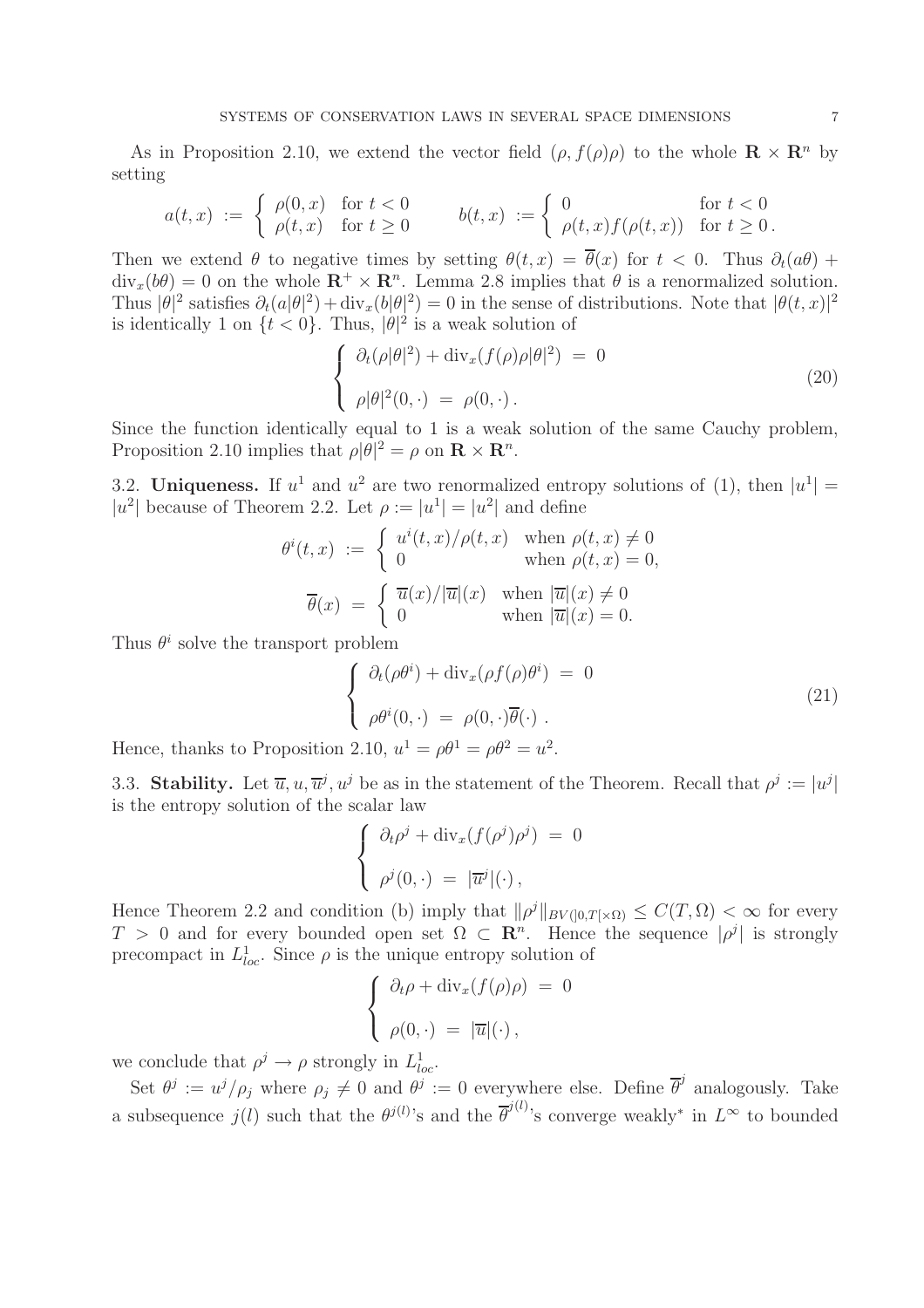As in Proposition 2.10, we extend the vector field $(\rho, f(\rho)\rho)$ to the whole $\mathbf{R} \times \mathbf{R}^n$ by setting

$$
a(t,x) := \begin{cases} \rho(0,x) & \text{for } t < 0 \\ \rho(t,x) & \text{for } t \geq 0 \end{cases} \qquad b(t,x) := \begin{cases} 0 & \text{for } t < 0 \\ \rho(t,x) f(\rho(t,x)) & \text{for } t \geq 0 \,. \end{cases}
$$

Then we extend $\theta$ to negative times by setting $\theta(t,x) = \overline{\theta}(x)$ for $t < 0$. Thus $\partial_t(a\theta) + \mathrm{div}_x(b\theta) = 0$ on the whole $\mathbf{R}^+ \times \mathbf{R}^n$. Lemma 2.8 implies that $\theta$ is a renormalized solution. Thus $|\theta|^2$ satisfies $\partial_t(a|\theta|^2) + \mathrm{div}_x(b|\theta|^2) = 0$ in the sense of distributions. Note that $|\theta(t,x)|^2$ is identically 1 on $\{t < 0\}$. Thus, $|\theta|^2$ is a weak solution of

$$
\begin{cases} \partial_t(\rho|\theta|^2) + \mathrm{div}_x(f(\rho)\rho|\theta|^2) \;=\; 0 \\ \\ \rho|\theta|^2(0,\cdot) \;=\; \rho(0,\cdot)\,. \end{cases} \tag{20}
$$

Since the function identically equal to 1 is a weak solution of the same Cauchy problem, Proposition 2.10 implies that $\rho|\theta|^2 = \rho$ on $\mathbf{R} \times \mathbf{R}^n$.

3.2. **Uniqueness.** If $u^1$ and $u^2$ are two renormalized entropy solutions of (1), then $|u^1| = |u^2|$ because of Theorem 2.2. Let $\rho := |u^1| = |u^2|$ and define

$$
\theta^i(t,x) := \begin{cases} u^i(t,x)/\rho(t,x) & \text{when } \rho(t,x) \neq 0 \\ 0 & \text{when } \rho(t,x) = 0, \end{cases}
$$

$$
\overline{\theta}(x) = \begin{cases} \overline{u}(x)/|\overline{u}|(x) & \text{when } |\overline{u}|(x) \neq 0 \\ 0 & \text{when } |\overline{u}|(x) = 0. \end{cases}
$$

Thus $\theta^i$ solve the transport problem

$$
\begin{cases} \partial_t(\rho\theta^i) + \mathrm{div}_x(\rho f(\rho)\theta^i) \;=\; 0 \\ \\ \rho\theta^i(0,\cdot) \;=\; \rho(0,\cdot)\overline{\theta}(\cdot)\;. \end{cases} \tag{21}
$$

Hence, thanks to Proposition 2.10, $u^1 = \rho\theta^1 = \rho\theta^2 = u^2$.

3.3. **Stability.** Let $\overline{u}, u, \overline{u}^j, u^j$ be as in the statement of the Theorem. Recall that $\rho^j := |u^j|$ is the entropy solution of the scalar law

$$
\begin{cases} \partial_t\rho^j + \mathrm{div}_x(f(\rho^j)\rho^j) \;=\; 0 \\ \\ \rho^j(0,\cdot) \;=\; |\overline{u}^j|(\cdot)\,, \end{cases}
$$

Hence Theorem 2.2 and condition (b) imply that $\|\rho^j\|_{BV(]0,T[\times\Omega)} \leq C(T,\Omega) < \infty$ for every $T > 0$ and for every bounded open set $\Omega \subset \mathbf{R}^n$. Hence the sequence $|\rho^j|$ is strongly precompact in $L^1_{loc}$. Since $\rho$ is the unique entropy solution of

$$
\begin{cases} \partial_t\rho + \mathrm{div}_x(f(\rho)\rho) \;=\; 0 \\ \\ \rho(0,\cdot) \;=\; |\overline{u}|(\cdot)\,, \end{cases}
$$

we conclude that $\rho^j \to \rho$ strongly in $L^1_{loc}$.

Set $\theta^j := u^j/\rho_j$ where $\rho_j \neq 0$ and $\theta^j := 0$ everywhere else. Define $\overline{\theta}^j$ analogously. Take a subsequence $j(l)$ such that the $\theta^{j(l)}$'s and the $\overline{\theta}^{j(l)}$'s converge weakly$^*$ in $L^\infty$ to bounded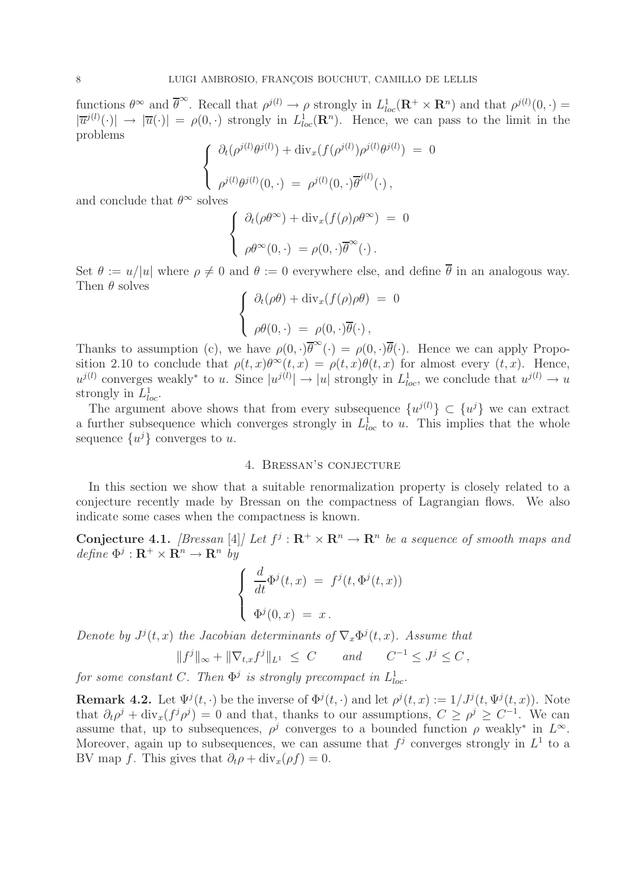functions $\theta^\infty$ and $\overline{\theta}^\infty$. Recall that $\rho^{j(l)} \to \rho$ strongly in $L^1_{loc}(\mathbf{R}^+ \times \mathbf{R}^n)$ and that $\rho^{j(l)}(0,\cdot) = |\overline{u}^{j(l)}(\cdot)| \to |\overline{u}(\cdot)| = \rho(0,\cdot)$ strongly in $L^1_{loc}(\mathbf{R}^n)$. Hence, we can pass to the limit in the problems

$$\left\{ \begin{array}{l} \partial_t(\rho^{j(l)}\theta^{j(l)}) + \mathrm{div}_x(f(\rho^{j(l)})\rho^{j(l)}\theta^{j(l)}) \;=\; 0 \\[2ex] \rho^{j(l)}\theta^{j(l)}(0,\cdot) \;=\; \rho^{j(l)}(0,\cdot)\overline{\theta}^{j(l)}(\cdot)\,, \end{array} \right.$$

and conclude that $\theta^\infty$ solves

$$\left\{ \begin{array}{l} \partial_t(\rho\theta^\infty) + \mathrm{div}_x(f(\rho)\rho\theta^\infty) \;=\; 0 \\[2ex] \rho\theta^\infty(0,\cdot) \;=\rho(0,\cdot)\overline{\theta}^\infty(\cdot)\,. \end{array} \right.$$

Set $\theta := u/|u|$ where $\rho \neq 0$ and $\theta := 0$ everywhere else, and define $\overline{\theta}$ in an analogous way. Then $\theta$ solves

$$\left\{ \begin{array}{l} \partial_t(\rho\theta) + \mathrm{div}_x(f(\rho)\rho\theta) \;=\; 0 \\[2ex] \rho\theta(0,\cdot) \;=\; \rho(0,\cdot)\overline{\theta}(\cdot)\,, \end{array} \right.$$

Thanks to assumption (c), we have $\rho(0,\cdot)\overline{\theta}^\infty(\cdot) = \rho(0,\cdot)\overline{\theta}(\cdot)$. Hence we can apply Proposition 2.10 to conclude that $\rho(t,x)\theta^\infty(t,x) = \rho(t,x)\theta(t,x)$ for almost every $(t,x)$. Hence, $u^{j(l)}$ converges weakly$^*$ to $u$. Since $|u^{j(l)}| \to |u|$ strongly in $L^1_{loc}$, we conclude that $u^{j(l)} \to u$ strongly in $L^1_{loc}$.

The argument above shows that from every subsequence $\{u^{j(l)}\} \subset \{u^j\}$ we can extract a further subsequence which converges strongly in $L^1_{loc}$ to $u$. This implies that the whole sequence $\{u^j\}$ converges to $u$.

## 4. Bressan's conjecture

In this section we show that a suitable renormalization property is closely related to a conjecture recently made by Bressan on the compactness of Lagrangian flows. We also indicate some cases when the compactness is known.

**Conjecture 4.1.** *[Bressan [4]] Let $f^j : \mathbf{R}^+ \times \mathbf{R}^n \to \mathbf{R}^n$ be a sequence of smooth maps and define $\Phi^j : \mathbf{R}^+ \times \mathbf{R}^n \to \mathbf{R}^n$ by*

$$\left\{ \begin{array}{l} \dfrac{d}{dt}\Phi^j(t,x) \;=\; f^j(t,\Phi^j(t,x)) \\[2ex] \Phi^j(0,x) \;=\; x\,. \end{array} \right.$$

*Denote by $J^j(t,x)$ the Jacobian determinants of $\nabla_x\Phi^j(t,x)$. Assume that*

$$\|f^j\|_\infty + \|\nabla_{t,x} f^j\|_{L^1} \;\le\; C \qquad and \qquad C^{-1} \le J^j \le C\,,$$

*for some constant $C$. Then $\Phi^j$ is strongly precompact in $L^1_{loc}$.*

**Remark 4.2.** Let $\Psi^j(t,\cdot)$ be the inverse of $\Phi^j(t,\cdot)$ and let $\rho^j(t,x) := 1/J^j(t,\Psi^j(t,x))$. Note that $\partial_t\rho^j + \mathrm{div}_x(f^j\rho^j) = 0$ and that, thanks to our assumptions, $C \ge \rho^j \ge C^{-1}$. We can assume that, up to subsequences, $\rho^j$ converges to a bounded function $\rho$ weakly$^*$ in $L^\infty$. Moreover, again up to subsequences, we can assume that $f^j$ converges strongly in $L^1$ to a BV map $f$. This gives that $\partial_t\rho + \mathrm{div}_x(\rho f) = 0$.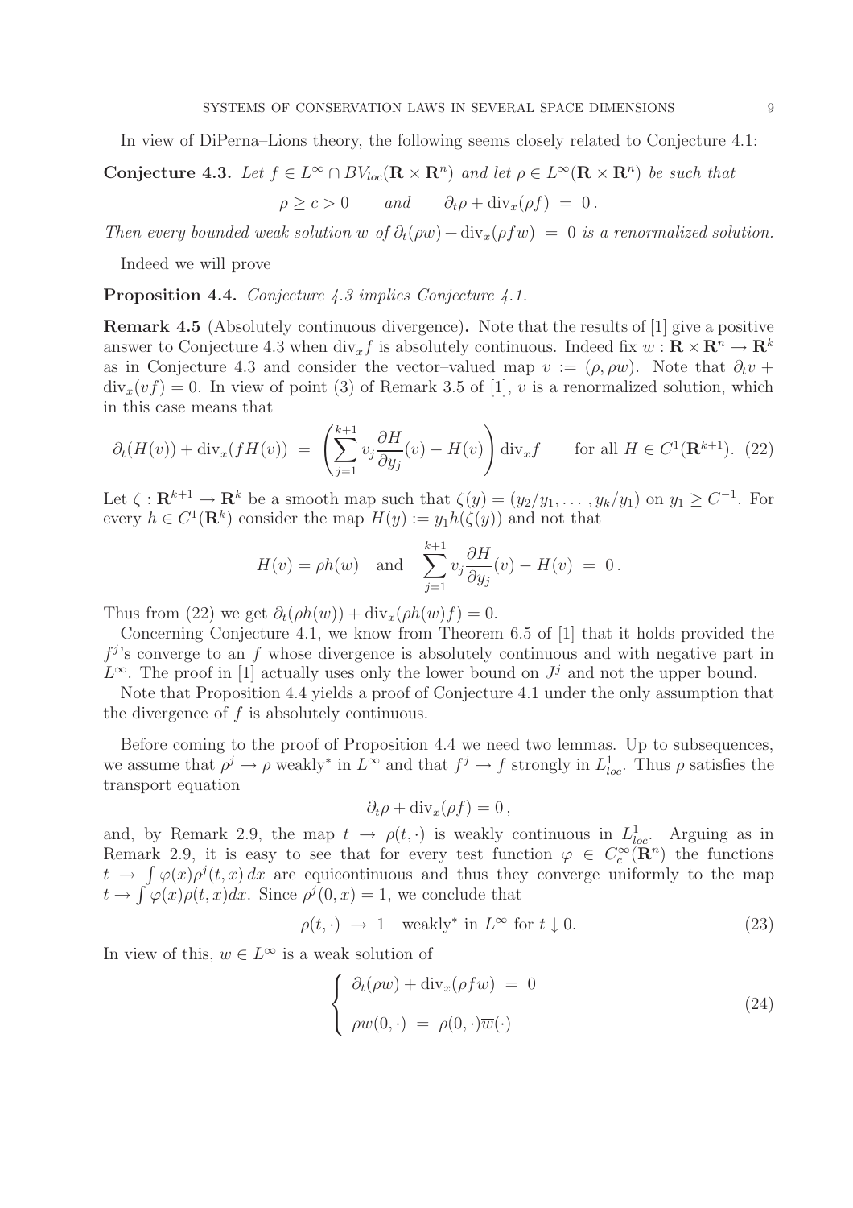In view of DiPerna–Lions theory, the following seems closely related to Conjecture 4.1:

**Conjecture 4.3.** *Let $f \in L^\infty \cap BV_{loc}(\mathbf{R} \times \mathbf{R}^n)$ and let $\rho \in L^\infty(\mathbf{R} \times \mathbf{R}^n)$ be such that*

$$\rho \geq c > 0 \qquad \text{and} \qquad \partial_t \rho + \mathrm{div}_x(\rho f) \;=\; 0\,.$$

*Then every bounded weak solution $w$ of $\partial_t(\rho w) + \mathrm{div}_x(\rho f w) \;=\; 0$ is a renormalized solution.*

Indeed we will prove

**Proposition 4.4.** *Conjecture 4.3 implies Conjecture 4.1.*

**Remark 4.5** (Absolutely continuous divergence)**.** Note that the results of [1] give a positive answer to Conjecture 4.3 when $\mathrm{div}_x f$ is absolutely continuous. Indeed fix $w : \mathbf{R} \times \mathbf{R}^n \to \mathbf{R}^k$ as in Conjecture 4.3 and consider the vector–valued map $v := (\rho, \rho w)$. Note that $\partial_t v + \mathrm{div}_x(vf) = 0$. In view of point (3) of Remark 3.5 of [1], $v$ is a renormalized solution, which in this case means that

$$\partial_t(H(v)) + \mathrm{div}_x(fH(v)) \;=\; \left(\sum_{j=1}^{k+1} v_j \frac{\partial H}{\partial y_j}(v) - H(v)\right)\mathrm{div}_x f \qquad \text{for all } H \in C^1(\mathbf{R}^{k+1}). \tag{22}$$

Let $\zeta : \mathbf{R}^{k+1} \to \mathbf{R}^k$ be a smooth map such that $\zeta(y) = (y_2/y_1, \ldots, y_k/y_1)$ on $y_1 \geq C^{-1}$. For every $h \in C^1(\mathbf{R}^k)$ consider the map $H(y) := y_1 h(\zeta(y))$ and not that

$$H(v) = \rho h(w) \quad \text{and} \quad \sum_{j=1}^{k+1} v_j \frac{\partial H}{\partial y_j}(v) - H(v) \;=\; 0\,.$$

Thus from (22) we get $\partial_t(\rho h(w)) + \mathrm{div}_x(\rho h(w) f) = 0$.

Concerning Conjecture 4.1, we know from Theorem 6.5 of [1] that it holds provided the $f^j$'s converge to an $f$ whose divergence is absolutely continuous and with negative part in $L^\infty$. The proof in [1] actually uses only the lower bound on $J^j$ and not the upper bound.

Note that Proposition 4.4 yields a proof of Conjecture 4.1 under the only assumption that the divergence of $f$ is absolutely continuous.

Before coming to the proof of Proposition 4.4 we need two lemmas. Up to subsequences, we assume that $\rho^j \to \rho$ weakly$^*$ in $L^\infty$ and that $f^j \to f$ strongly in $L^1_{loc}$. Thus $\rho$ satisfies the transport equation

$$\partial_t \rho + \mathrm{div}_x(\rho f) = 0\,,$$

and, by Remark 2.9, the map $t \to \rho(t, \cdot)$ is weakly continuous in $L^1_{loc}$. Arguing as in Remark 2.9, it is easy to see that for every test function $\varphi \in C^\infty_c(\mathbf{R}^n)$ the functions $t \to \int \varphi(x)\rho^j(t,x)\,dx$ are equicontinuous and thus they converge uniformly to the map $t \to \int \varphi(x)\rho(t,x)dx$. Since $\rho^j(0,x) = 1$, we conclude that

$$\rho(t, \cdot) \;\to\; 1 \quad \text{weakly}^* \text{ in } L^\infty \text{ for } t \downarrow 0. \tag{23}$$

In view of this, $w \in L^\infty$ is a weak solution of

$$\left\{ \begin{array}{l} \partial_t(\rho w) + \mathrm{div}_x(\rho f w) \;=\; 0 \\[2mm] \rho w(0, \cdot) \;=\; \rho(0, \cdot)\overline{w}(\cdot) \end{array} \right. \tag{24}$$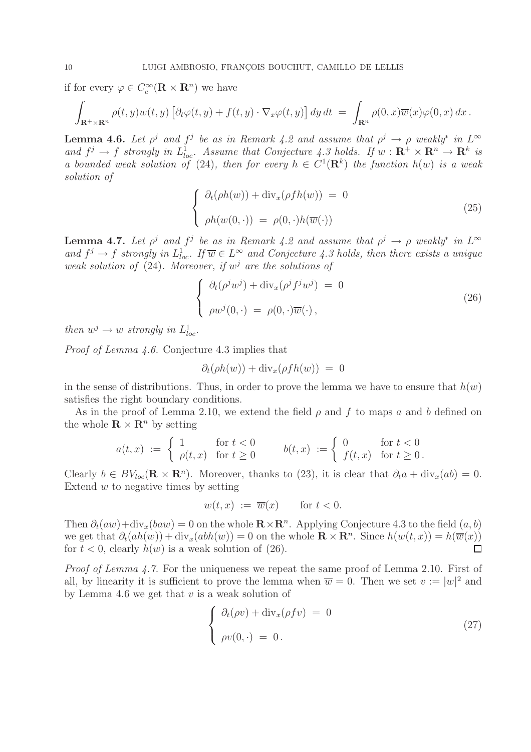if for every $\varphi \in C_c^\infty(\mathbf{R} \times \mathbf{R}^n)$ we have

$$\int_{\mathbf{R}^+ \times \mathbf{R}^n} \rho(t,y) w(t,y) \left[\partial_t \varphi(t,y) + f(t,y) \cdot \nabla_x \varphi(t,y)\right] dy\, dt \;=\; \int_{\mathbf{R}^n} \rho(0,x) \overline{w}(x) \varphi(0,x)\, dx\,.$$

**Lemma 4.6.** *Let $\rho^j$ and $f^j$ be as in Remark 4.2 and assume that $\rho^j \to \rho$ weakly$^*$ in $L^\infty$ and $f^j \to f$ strongly in $L^1_{loc}$. Assume that Conjecture 4.3 holds. If $w : \mathbf{R}^+ \times \mathbf{R}^n \to \mathbf{R}^k$ is a bounded weak solution of (24), then for every $h \in C^1(\mathbf{R}^k)$ the function $h(w)$ is a weak solution of*

$$\begin{cases} \partial_t(\rho h(w)) + \mathrm{div}_x(\rho f h(w)) \;=\; 0 \\[2ex] \rho h(w(0,\cdot)) \;=\; \rho(0,\cdot) h(\overline{w}(\cdot)) \end{cases} \tag{25}$$

**Lemma 4.7.** *Let $\rho^j$ and $f^j$ be as in Remark 4.2 and assume that $\rho^j \to \rho$ weakly$^*$ in $L^\infty$ and $f^j \to f$ strongly in $L^1_{loc}$. If $\overline{w} \in L^\infty$ and Conjecture 4.3 holds, then there exists a unique weak solution of (24). Moreover, if $w^j$ are the solutions of*

$$\begin{cases} \partial_t(\rho^j w^j) + \mathrm{div}_x(\rho^j f^j w^j) \;=\; 0 \\[2ex] \rho w^j(0,\cdot) \;=\; \rho(0,\cdot) \overline{w}(\cdot)\,, \end{cases} \tag{26}$$

*then $w^j \to w$ strongly in $L^1_{loc}$.*

*Proof of Lemma 4.6.* Conjecture 4.3 implies that

$$\partial_t(\rho h(w)) + \mathrm{div}_x(\rho f h(w)) \;=\; 0$$

in the sense of distributions. Thus, in order to prove the lemma we have to ensure that $h(w)$ satisfies the right boundary conditions.

As in the proof of Lemma 2.10, we extend the field $\rho$ and $f$ to maps $a$ and $b$ defined on the whole $\mathbf{R} \times \mathbf{R}^n$ by setting

$$a(t,x) \;:=\; \begin{cases} 1 & \text{for } t < 0 \\ \rho(t,x) & \text{for } t \geq 0 \end{cases} \qquad b(t,x) \;:=\; \begin{cases} 0 & \text{for } t < 0 \\ f(t,x) & \text{for } t \geq 0\,. \end{cases}$$

Clearly $b \in BV_{loc}(\mathbf{R} \times \mathbf{R}^n)$. Moreover, thanks to (23), it is clear that $\partial_t a + \mathrm{div}_x(ab) = 0$. Extend $w$ to negative times by setting

$$w(t,x) \;:=\; \overline{w}(x) \qquad \text{for } t < 0.$$

Then $\partial_t(aw) + \mathrm{div}_x(baw) = 0$ on the whole $\mathbf{R} \times \mathbf{R}^n$. Applying Conjecture 4.3 to the field $(a,b)$ we get that $\partial_t(ah(w)) + \mathrm{div}_x(abh(w)) = 0$ on the whole $\mathbf{R} \times \mathbf{R}^n$. Since $h(w(t,x)) = h(\overline{w}(x))$ for $t < 0$, clearly $h(w)$ is a weak solution of (26). $\square$

*Proof of Lemma 4.7.* For the uniqueness we repeat the same proof of Lemma 2.10. First of all, by linearity it is sufficient to prove the lemma when $\overline{w} = 0$. Then we set $v := |w|^2$ and by Lemma 4.6 we get that $v$ is a weak solution of

$$\begin{cases} \partial_t(\rho v) + \mathrm{div}_x(\rho f v) \;=\; 0 \\[2ex] \rho v(0,\cdot) \;=\; 0\,. \end{cases} \tag{27}$$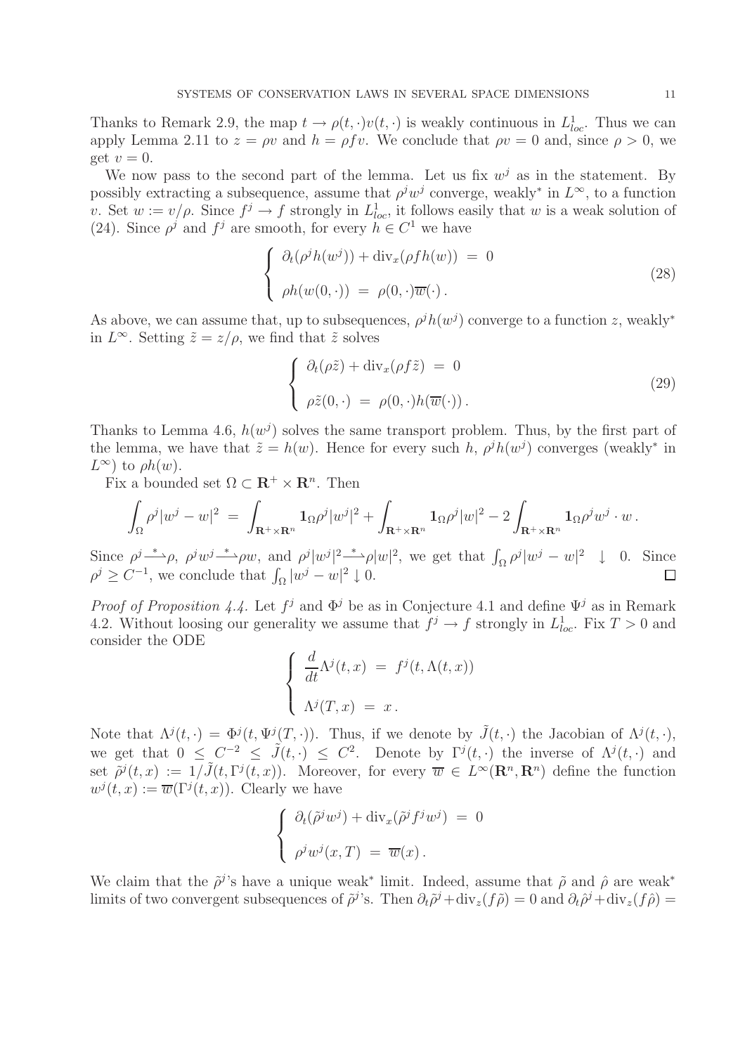Thanks to Remark 2.9, the map $t \to \rho(t,\cdot)v(t,\cdot)$ is weakly continuous in $L^1_{loc}$. Thus we can apply Lemma 2.11 to $z = \rho v$ and $h = \rho f v$. We conclude that $\rho v = 0$ and, since $\rho > 0$, we get $v = 0$.

We now pass to the second part of the lemma. Let us fix $w^j$ as in the statement. By possibly extracting a subsequence, assume that $\rho^j w^j$ converge, weakly$^*$ in $L^\infty$, to a function $v$. Set $w := v/\rho$. Since $f^j \to f$ strongly in $L^1_{loc}$, it follows easily that $w$ is a weak solution of (24). Since $\rho^j$ and $f^j$ are smooth, for every $h \in C^1$ we have

$$
\left\{
\begin{array}{rcl}
\partial_t(\rho^j h(w^j)) + \mathrm{div}_x(\rho f h(w)) & = & 0 \\
\rho h(w(0,\cdot)) & = & \rho(0,\cdot)\overline{w}(\cdot)\,.
\end{array}
\right.
\tag{28}
$$

As above, we can assume that, up to subsequences, $\rho^j h(w^j)$ converge to a function $z$, weakly$^*$ in $L^\infty$. Setting $\tilde{z} = z/\rho$, we find that $\tilde{z}$ solves

$$
\left\{
\begin{array}{rcl}
\partial_t(\rho\tilde{z}) + \mathrm{div}_x(\rho f \tilde{z}) & = & 0 \\
\rho\tilde{z}(0,\cdot) & = & \rho(0,\cdot)h(\overline{w}(\cdot))\,.
\end{array}
\right.
\tag{29}
$$

Thanks to Lemma 4.6, $h(w^j)$ solves the same transport problem. Thus, by the first part of the lemma, we have that $\tilde{z} = h(w)$. Hence for every such $h$, $\rho^j h(w^j)$ converges (weakly$^*$ in $L^\infty$) to $\rho h(w)$.

Fix a bounded set $\Omega \subset \mathbf{R}^+ \times \mathbf{R}^n$. Then

$$
\int_\Omega \rho^j |w^j - w|^2 \;=\; \int_{\mathbf{R}^+\times\mathbf{R}^n} \mathbf{1}_\Omega \rho^j |w^j|^2 + \int_{\mathbf{R}^+\times\mathbf{R}^n} \mathbf{1}_\Omega \rho^j |w|^2 - 2\int_{\mathbf{R}^+\times\mathbf{R}^n} \mathbf{1}_\Omega \rho^j w^j \cdot w\,.
$$

Since $\rho^j \overset{*}{\rightharpoonup} \rho$, $\rho^j w^j \overset{*}{\rightharpoonup} \rho w$, and $\rho^j|w^j|^2 \overset{*}{\rightharpoonup} \rho|w|^2$, we get that $\int_\Omega \rho^j|w^j - w|^2 \;\downarrow\; 0$. Since $\rho^j \geq C^{-1}$, we conclude that $\int_\Omega |w^j - w|^2 \downarrow 0$. □

*Proof of Proposition 4.4.* Let $f^j$ and $\Phi^j$ be as in Conjecture 4.1 and define $\Psi^j$ as in Remark 4.2. Without loosing our generality we assume that $f^j \to f$ strongly in $L^1_{loc}$. Fix $T > 0$ and consider the ODE

$$
\left\{
\begin{array}{rcl}
\dfrac{d}{dt}\Lambda^j(t,x) & = & f^j(t, \Lambda(t,x)) \\
\Lambda^j(T,x) & = & x\,.
\end{array}
\right.
$$

Note that $\Lambda^j(t,\cdot) = \Phi^j(t, \Psi^j(T,\cdot))$. Thus, if we denote by $\tilde{J}(t,\cdot)$ the Jacobian of $\Lambda^j(t,\cdot)$, we get that $0 \leq C^{-2} \leq \tilde{J}(t,\cdot) \leq C^2$. Denote by $\Gamma^j(t,\cdot)$ the inverse of $\Lambda^j(t,\cdot)$ and set $\tilde{\rho}^j(t,x) := 1/\tilde{J}(t,\Gamma^j(t,x))$. Moreover, for every $\overline{w} \in L^\infty(\mathbf{R}^n, \mathbf{R}^n)$ define the function $w^j(t,x) := \overline{w}(\Gamma^j(t,x))$. Clearly we have

$$
\left\{
\begin{array}{rcl}
\partial_t(\tilde{\rho}^j w^j) + \mathrm{div}_x(\tilde{\rho}^j f^j w^j) & = & 0 \\
\rho^j w^j(x,T) & = & \overline{w}(x)\,.
\end{array}
\right.
$$

We claim that the $\tilde{\rho}^j$'s have a unique weak$^*$ limit. Indeed, assume that $\tilde{\rho}$ and $\hat{\rho}$ are weak$^*$ limits of two convergent subsequences of $\tilde{\rho}^j$'s. Then $\partial_t\tilde{\rho}^j + \mathrm{div}_z(f\tilde{\rho}) = 0$ and $\partial_t\hat{\rho}^j + \mathrm{div}_z(f\hat{\rho}) =$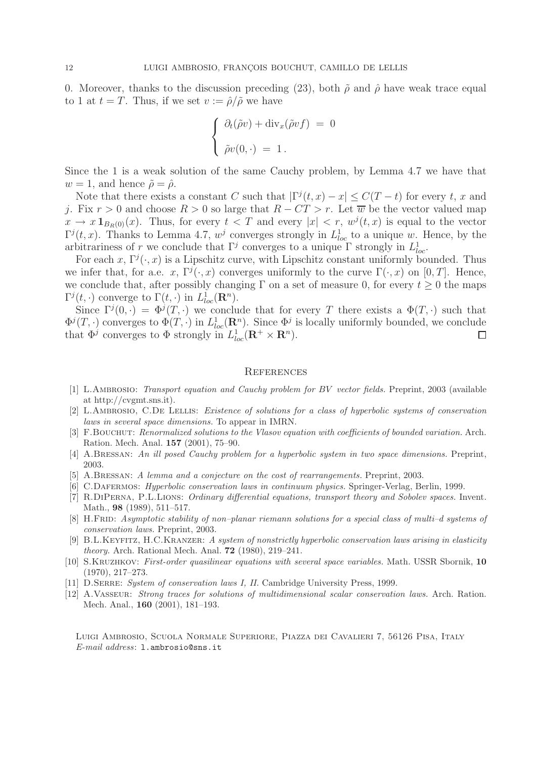0. Moreover, thanks to the discussion preceding (23), both $\tilde\rho$ and $\hat\rho$ have weak trace equal to 1 at $t = T$. Thus, if we set $v := \hat\rho/\tilde\rho$ we have

$$
\begin{cases}
\partial_t(\tilde\rho v) + \mathrm{div}_x(\tilde\rho v f) \;=\; 0 \\[1em]
\tilde\rho v(0,\cdot) \;=\; 1\,.
\end{cases}
$$

Since the 1 is a weak solution of the same Cauchy problem, by Lemma 4.7 we have that $w = 1$, and hence $\tilde\rho = \hat\rho$.

Note that there exists a constant $C$ such that $|\Gamma^j(t,x) - x| \le C(T-t)$ for every $t$, $x$ and $j$. Fix $r > 0$ and choose $R > 0$ so large that $R - CT > r$. Let $\overline{w}$ be the vector valued map $x \to x\,\mathbf{1}_{B_R(0)}(x)$. Thus, for every $t < T$ and every $|x| < r$, $w^j(t,x)$ is equal to the vector $\Gamma^j(t,x)$. Thanks to Lemma 4.7, $w^j$ converges strongly in $L^1_{loc}$ to a unique $w$. Hence, by the arbitrariness of $r$ we conclude that $\Gamma^j$ converges to a unique $\Gamma$ strongly in $L^1_{loc}$.

For each $x$, $\Gamma^j(\cdot,x)$ is a Lipschitz curve, with Lipschitz constant uniformly bounded. Thus we infer that, for a.e. $x$, $\Gamma^j(\cdot,x)$ converges uniformly to the curve $\Gamma(\cdot,x)$ on $[0,T]$. Hence, we conclude that, after possibly changing $\Gamma$ on a set of measure 0, for every $t \ge 0$ the maps $\Gamma^j(t,\cdot)$ converge to $\Gamma(t,\cdot)$ in $L^1_{loc}(\mathbf{R}^n)$.

Since $\Gamma^j(0,\cdot) = \Phi^j(T,\cdot)$ we conclude that for every $T$ there exists a $\Phi(T,\cdot)$ such that $\Phi^j(T,\cdot)$ converges to $\Phi(T,\cdot)$ in $L^1_{loc}(\mathbf{R}^n)$. Since $\Phi^j$ is locally uniformly bounded, we conclude that $\Phi^j$ converges to $\Phi$ strongly in $L^1_{loc}(\mathbf{R}^+ \times \mathbf{R}^n)$. □

## References

[1] L.Ambrosio: *Transport equation and Cauchy problem for BV vector fields.* Preprint, 2003 (available at http://cvgmt.sns.it).

[2] L.Ambrosio, C.De Lellis: *Existence of solutions for a class of hyperbolic systems of conservation laws in several space dimensions.* To appear in IMRN.

[3] F.Bouchut: *Renormalized solutions to the Vlasov equation with coefficients of bounded variation.* Arch. Ration. Mech. Anal. **157** (2001), 75–90.

[4] A.Bressan: *An ill posed Cauchy problem for a hyperbolic system in two space dimensions.* Preprint, 2003.

[5] A.Bressan: *A lemma and a conjecture on the cost of rearrangements.* Preprint, 2003.

[6] C.Dafermos: *Hyperbolic conservation laws in continuum physics.* Springer-Verlag, Berlin, 1999.

[7] R.DiPerna, P.L.Lions: *Ordinary differential equations, transport theory and Sobolev spaces.* Invent. Math., **98** (1989), 511–517.

[8] H.Frid: *Asymptotic stability of non–planar riemann solutions for a special class of multi–d systems of conservation laws.* Preprint, 2003.

[9] B.L.Keyfitz, H.C.Kranzer: *A system of nonstrictly hyperbolic conservation laws arising in elasticity theory.* Arch. Rational Mech. Anal. **72** (1980), 219–241.

[10] S.Kruzhkov: *First-order quasilinear equations with several space variables.* Math. USSR Sbornik, **10** (1970), 217–273.

[11] D.Serre: *System of conservation laws I, II.* Cambridge University Press, 1999.

[12] A.Vasseur: *Strong traces for solutions of multidimensional scalar conservation laws.* Arch. Ration. Mech. Anal., **160** (2001), 181–193.

Luigi Ambrosio, Scuola Normale Superiore, Piazza dei Cavalieri 7, 56126 Pisa, Italy
*E-mail address*: l.ambrosio@sns.it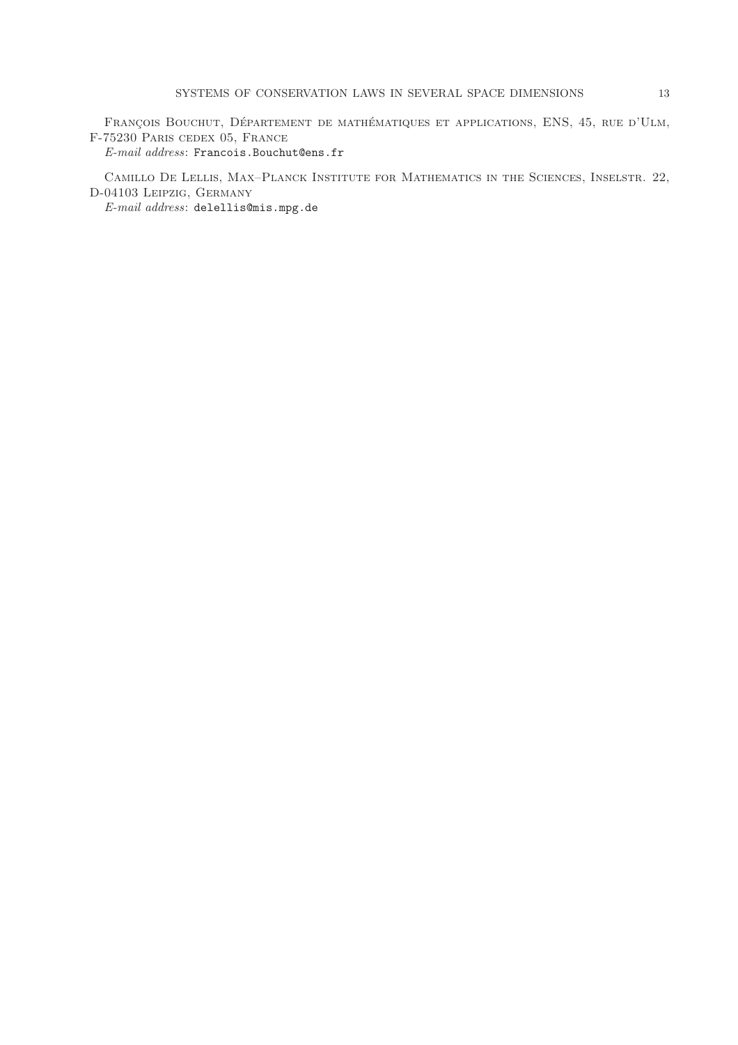François Bouchut, Département de mathématiques et applications, ENS, 45, rue d'Ulm, F-75230 Paris cedex 05, France

*E-mail address*: Francois.Bouchut@ens.fr

Camillo De Lellis, Max–Planck Institute for Mathematics in the Sciences, Inselstr. 22, D-04103 Leipzig, Germany

*E-mail address*: delellis@mis.mpg.de